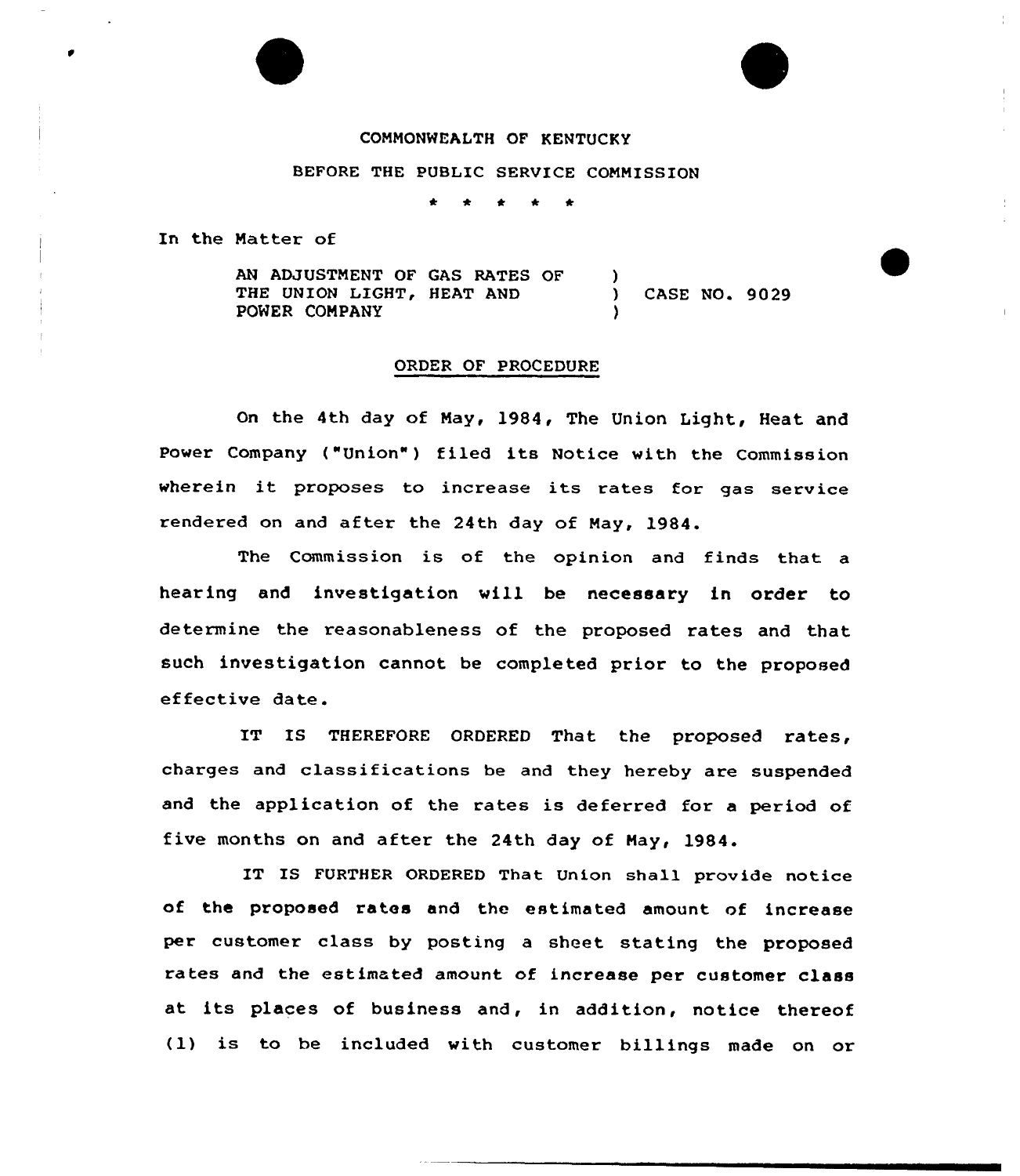COMMONWEALTH OF KENTUCKY

BEFORE THE PUBLIC SERVICE COMMISSION

\* \* \* \* \*

In the Matter of

AN ADJUSTMENT OF GAS RATES OF THE UNION LIGHT, HEAT AND POWER COMPANY ) CASE NO. 9029

ORDER OF PROCEDURE

On the 4th day of May, 1984, The Union Light, Heat and Power Company ("Union") filed its Notice with the Commission wherein it proposes to increase its rates for gas service rendered on and after the 24th day of May, 1984.

The Commission is of the opinion and finds that a hearing and investigation will be necessary in order to determine the reasonableness of the proposed rates and that such investigation cannot be completed prior to the proposed effective date.

IT IS THEREFORE ORDERED That the proposed rates, charges and classifications be and they hereby are suspended and the application of the rates is deferred for a period of five months on and after the 24th day of May, 1984.

IT IS FURTHER ORDERED That Union shall provide notice of the proposed rates and the estimated amount of increase per customer class by posting a sheet stating the proposed rates and the estimated amount of increase per customer class at its places of business and, in addition, notice thereof (1) is to be included with customer billings made on or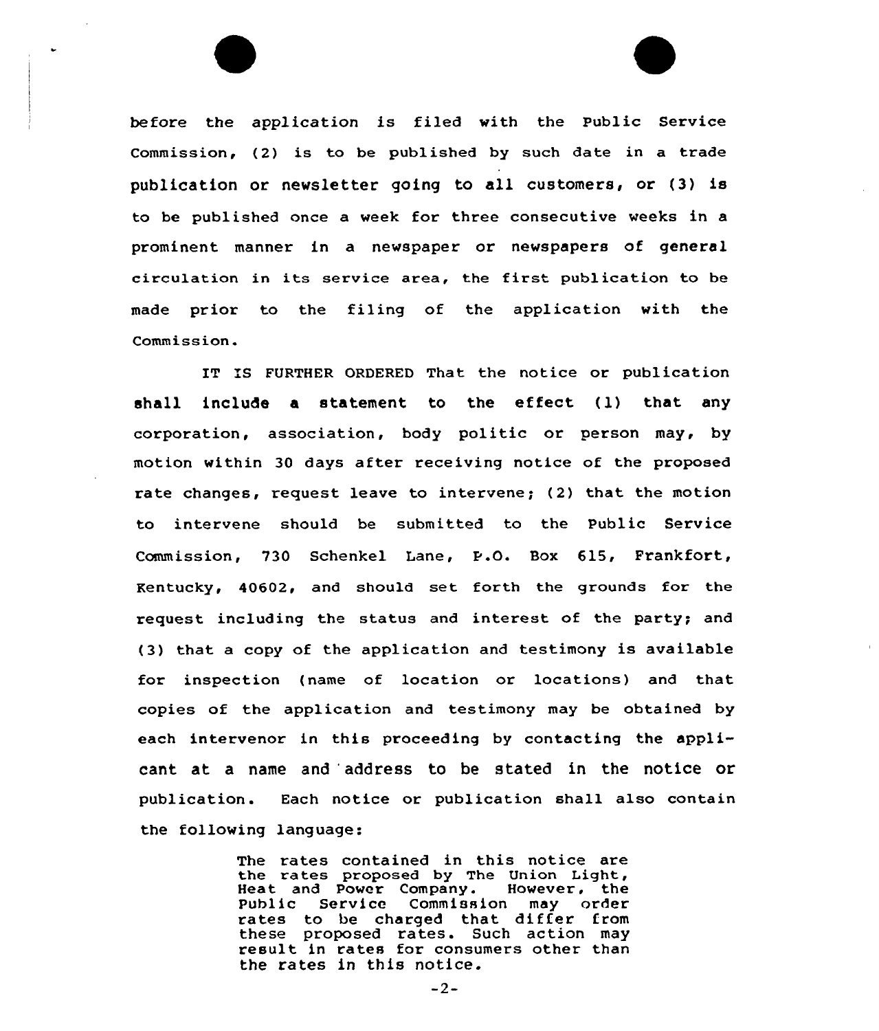before the application is filed with the Public Service Commission, (2) is to be published by such date in a trade publication or newsletter going to all customers, or (3) is to be published once a week for three consecutive weeks in a prominent manner in a newspaper or newspapers of general circulation in its service area, the first publication to be made prior to the filing of the application with the Commission.

IT IS FURTHER ORDERED That the notice or publication shall include a statement to the effect (1) that any corporation, association, body politic or person may, by motion within 30 days after receiving notice of the proposed rate changes, request leave to intervene; (2) that the motion to intervene should be submitted to the Public Service Commission, 730 Schenkel Lane, P.O. Box 615, Frankfort, Kentucky, 40602, and should set forth the grounds for the request including the status and interest of the party; and (3) that a copy of the application and testimony is available for inspection (name of location or locations) and that copies of the application and testimony may be obtained by each intervenor in this proceeding by contacting the applicant at a name and address to be stated in the notice or publication. Each notice or publication shall also contain the following language:

> The rates contained in this notice are the rates proposed by The Union Light, Heat and Power Company. However, the Public Service Commission may order rates to be charged that differ from these proposed rates. Such action may result in rates for consumers other than the rates in this notice.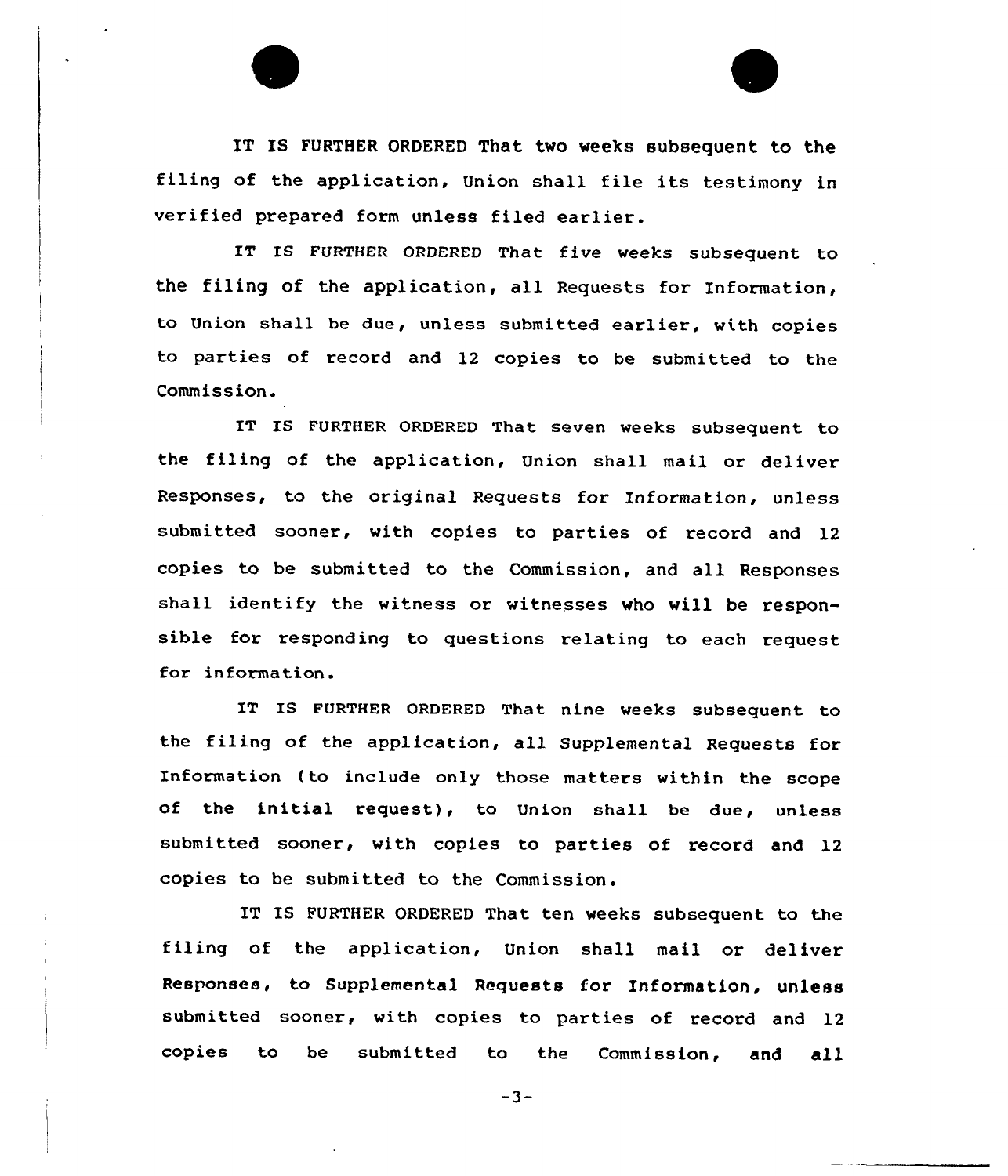IT IS FURTHER ORDERED That two weeks subsequent to the filing of the application, Union shall file its testimony in verified prepared form unless filed earlier.

IT IS FURTHER ORDERED That five weeks subsequent to the filing of the application, all Requests for Information, to Union shall be due, unless submitted earlier, with copies to parties of record and 12 copies to be submitted to the Commission.

IT IS FURTHER ORDERED That seven weeks subsequent to the filing of the application, Union shall mail or deliver Responses, to the original Requests for Information, unless submitted sooner, with copies to parties of record and 12 copies to be submitted to the Commission, and all Responses shall identify the witness or witnesses who will be responsible for responding to questions relating to each request for information.

IT IS FURTHER ORDERED That nine weeks subsequent to the filing of the application, all Supplemental Requests for Information (to include only those matters within the scope of the initial request), to Union shall be due, unless submitted sooner, with copies to parties of record and 12 copies to be submitted to the Commission.

IT IS FURTHER ORDERED That ten weeks subsequent to the filing of the application, Union shall mail or deliver Responses, to Supplemental Requests for Information, unless submitted sooner, with copies to parties of record and 12 copies to be submitted to the Commission, and all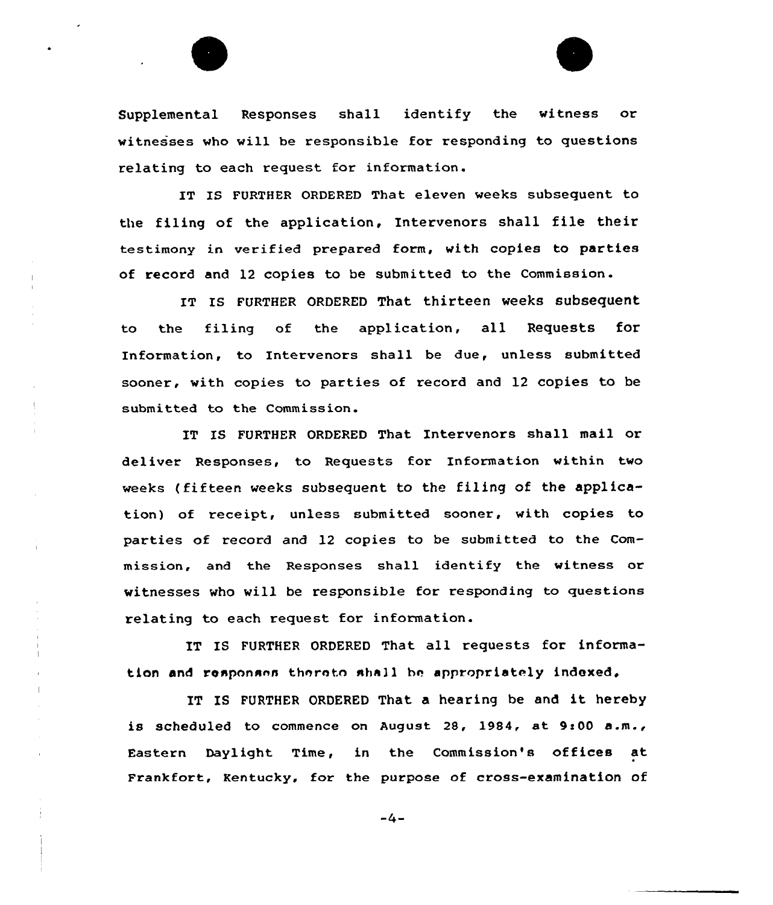Supplemental Responses shall identify the witness or witnesses who will be responsible for responding to questions relating to each request for information.

IT IS FURTHER ORDERED That eleven weeks subsequent to the filing of the application, Intervenors shall file their testimony in verified prepared form, with copies to parties of record and 12 copies to be submitted to the Commission.

IT IS FURTHER ORDERED That thirteen weeks subsequent to the filing of the application, all Requests for Information, to Intervenors shall be due, unless submitted sooner, with copies to parties of record and 12 copies to be submitted to the Commission.

IT IS FURTHER ORDERED That Intervenors shall mail or deliver Responses, to Requests for Information within two weeks (fifteen weeks subsequent to the filing of the application) of receipt, unless submitted sooner, with copies to parties of record and 12 copies to be submitted to the Commission, and the Responses shall identify the witness or witnesses who will be responsible for responding to questions relating to each request for information.

IT IS FURTHER ORDERED That all requests for information and responses thereto shall be appropriately indexed.

IT IS FURTHER ORDERED That a hearing be and it hereby is scheduled to commence on August 28, 1984, at 9:00 a.m., Eastern Daylight Time, in the Commission's offices at Frankfort, Kentucky, for the purpose of cross-examination of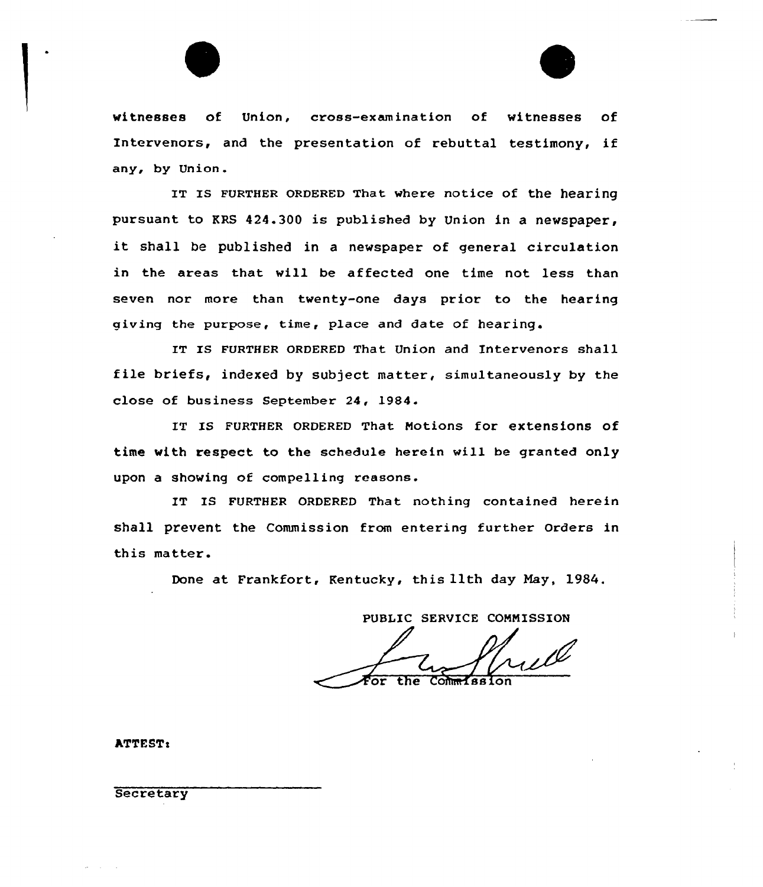witnesses of Union, cross-examination of witnesses of Intervenors, and the presentation of rebuttal testimony, if any, by Union.

IT IS FURTHER ORDERED That where notice of the hearing pursuant to KRS 424.300 is published by Union in a newspaper, it shall be published in a newspaper of general circulation in the areas that will be affected one time not less than seven nor more than twenty-one days prior to the hearing giving the purpose, time, place and date of hearing.

IT IS FURTHER ORDERED That Union and Intervenors shall file briefs, indexed by subject matter, simultaneously by the close of business September 24, 1984.

IT IS FURTHER ORDERED That Motions for extensions of time with respect to the schedule herein will be granted only upon a showing of compelling reasons.

IT IS FURTHER ORDERED That nothing contained herein shall prevent the Commission from entering further Orders in this matter.

Done at Frankfort, Kentucky, this 11th day May, 1984.

PUBLIC SERVICE COMMISSION

For the Commission

ATTEST:

Secretary